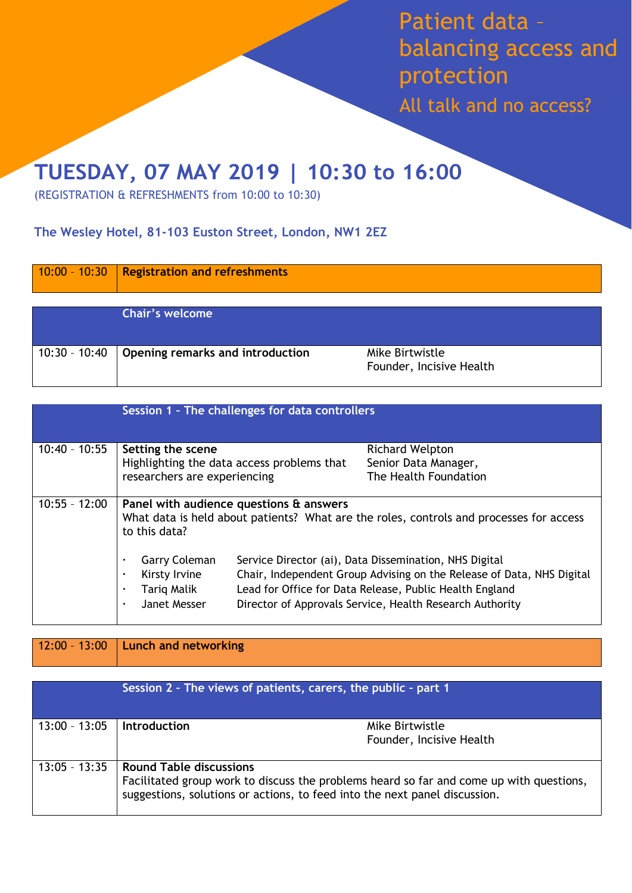# Patient data – balancing access and protection

## All talk and no access?

# TUESDAY, 07 MAY 2019 | 10:30 to 16:00

(REGISTRATION & REFRESHMENTS from 10:00 to 10:30)

**The Wesley Hotel, 81-103 Euston Street, London, NW1 2EZ**

| | | |
|---|---|---|
| 10:00 – 10:30 | **Registration and refreshments** | |

| | **Chair's welcome** | |
|---|---|---|
| 10:30 – 10:40 | **Opening remarks and introduction** | Mike Birtwistle<br>Founder, Incisive Health |

| | **Session 1 - The challenges for data controllers** | |
|---|---|---|
| 10:40 – 10:55 | **Setting the scene**<br>Highlighting the data access problems that researchers are experiencing | Richard Welpton<br>Senior Data Manager,<br>The Health Foundation |
| 10:55 – 12:00 | **Panel with audience questions & answers**<br>What data is held about patients? What are the roles, controls and processes for access to this data?<br>• Garry Coleman – Service Director (ai), Data Dissemination, NHS Digital<br>• Kirsty Irvine – Chair, Independent Group Advising on the Release of Data, NHS Digital<br>• Tariq Malik – Lead for Office for Data Release, Public Health England<br>• Janet Messer – Director of Approvals Service, Health Research Authority | |

| | | |
|---|---|---|
| 12:00 – 13:00 | **Lunch and networking** | |

| | **Session 2 - The views of patients, carers, the public - part 1** | |
|---|---|---|
| 13:00 – 13:05 | **Introduction** | Mike Birtwistle<br>Founder, Incisive Health |
| 13:05 – 13:35 | **Round Table discussions**<br>Facilitated group work to discuss the problems heard so far and come up with questions, suggestions, solutions or actions, to feed into the next panel discussion. | |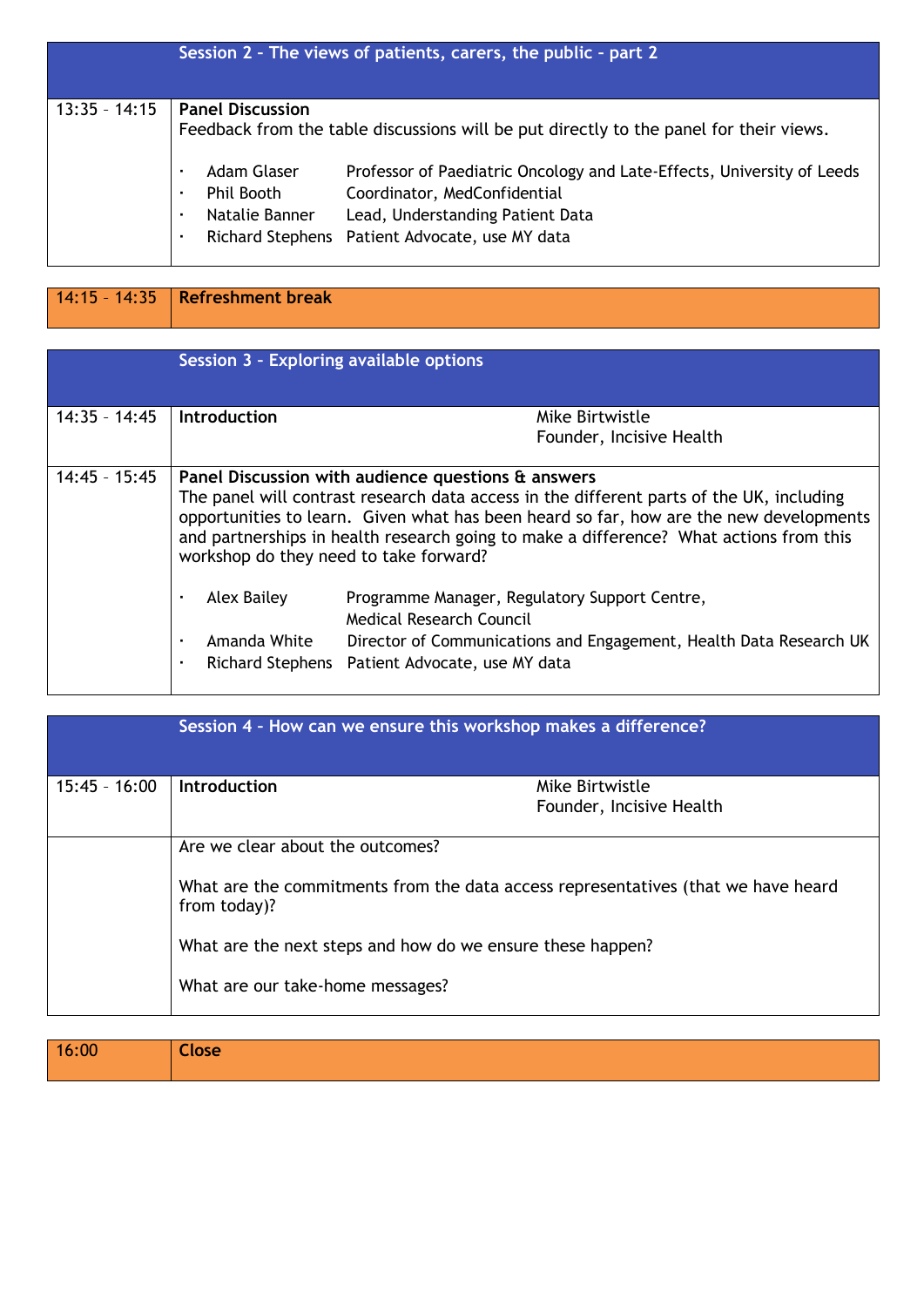| | |
|---|---|
| | **Session 2 - The views of patients, carers, the public - part 2** |
| 13:35 – 14:15 | **Panel Discussion**<br>Feedback from the table discussions will be put directly to the panel for their views.<br><br>• Adam Glaser — Professor of Paediatric Oncology and Late-Effects, University of Leeds<br>• Phil Booth — Coordinator, MedConfidential<br>• Natalie Banner — Lead, Understanding Patient Data<br>• Richard Stephens — Patient Advocate, use MY data |

| | |
|---|---|
| 14:15 – 14:35 | **Refreshment break** |

| | | |
|---|---|---|
| | **Session 3 - Exploring available options** | |
| 14:35 – 14:45 | **Introduction** | Mike Birtwistle<br>Founder, Incisive Health |
| 14:45 – 15:45 | **Panel Discussion with audience questions & answers**<br>The panel will contrast research data access in the different parts of the UK, including opportunities to learn. Given what has been heard so far, how are the new developments and partnerships in health research going to make a difference? What actions from this workshop do they need to take forward?<br><br>• Alex Bailey — Programme Manager, Regulatory Support Centre, Medical Research Council<br>• Amanda White — Director of Communications and Engagement, Health Data Research UK<br>• Richard Stephens — Patient Advocate, use MY data | |

| | | |
|---|---|---|
| | **Session 4 - How can we ensure this workshop makes a difference?** | |
| 15:45 – 16:00 | **Introduction** | Mike Birtwistle<br>Founder, Incisive Health |
| | Are we clear about the outcomes?<br><br>What are the commitments from the data access representatives (that we have heard from today)?<br><br>What are the next steps and how do we ensure these happen?<br><br>What are our take-home messages? | |

| | |
|---|---|
| 16:00 | **Close** |